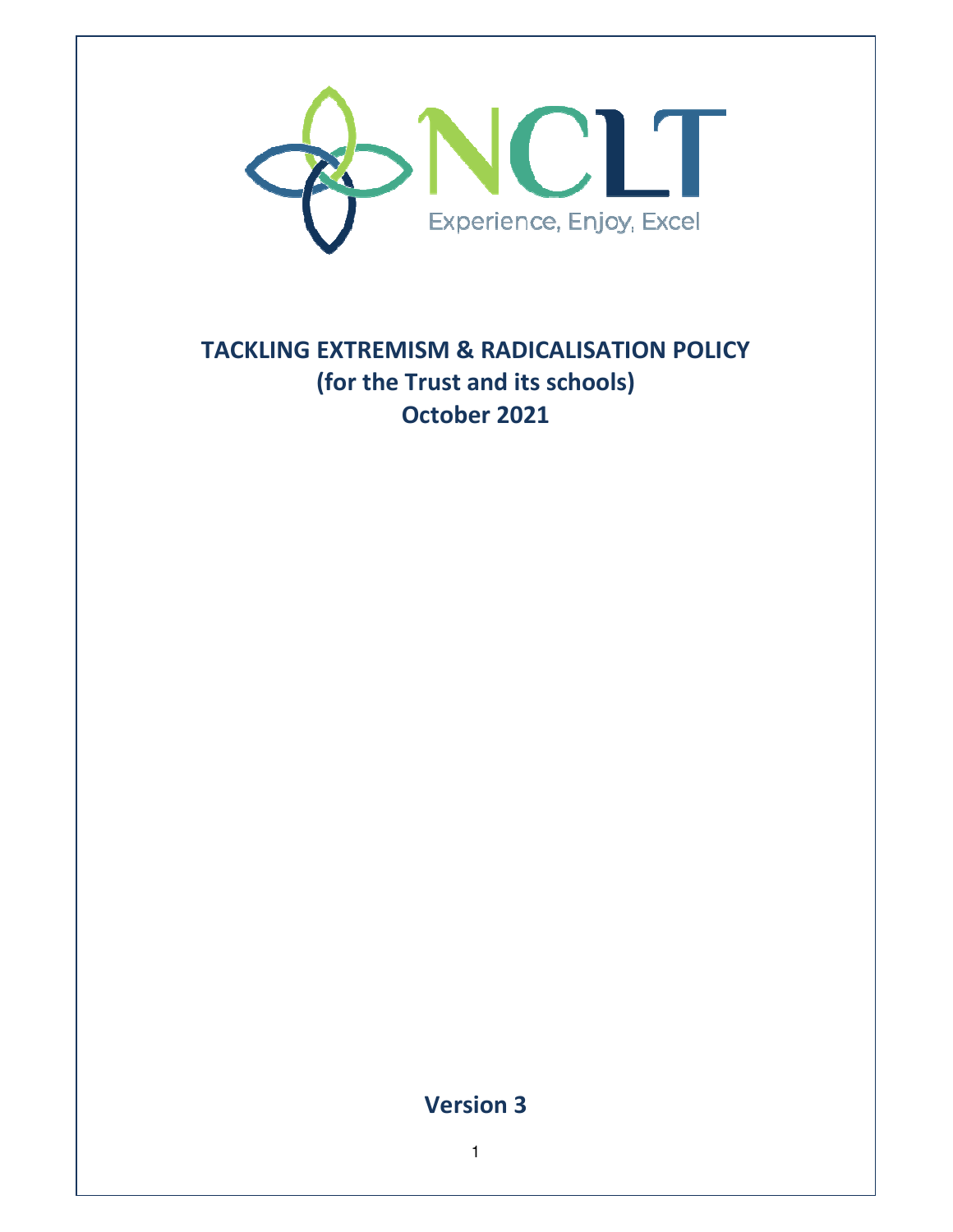NCLT

Experience, Enjoy, Excel

# TACKLING EXTREMISM & RADICALISATION POLICY
## (for the Trust and its schools)
## October 2021

## Version 3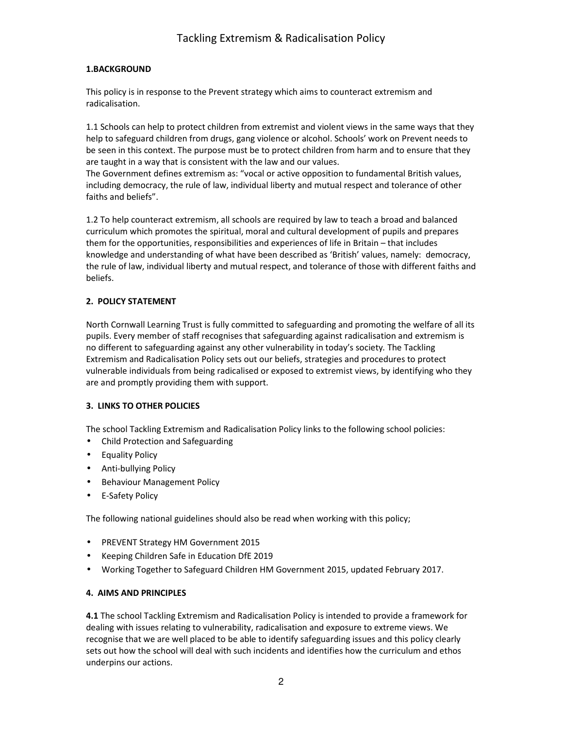## 1.BACKGROUND

This policy is in response to the Prevent strategy which aims to counteract extremism and radicalisation.

1.1 Schools can help to protect children from extremist and violent views in the same ways that they help to safeguard children from drugs, gang violence or alcohol. Schools' work on Prevent needs to be seen in this context. The purpose must be to protect children from harm and to ensure that they are taught in a way that is consistent with the law and our values.
The Government defines extremism as: "vocal or active opposition to fundamental British values, including democracy, the rule of law, individual liberty and mutual respect and tolerance of other faiths and beliefs".

1.2 To help counteract extremism, all schools are required by law to teach a broad and balanced curriculum which promotes the spiritual, moral and cultural development of pupils and prepares them for the opportunities, responsibilities and experiences of life in Britain – that includes knowledge and understanding of what have been described as 'British' values, namely: democracy, the rule of law, individual liberty and mutual respect, and tolerance of those with different faiths and beliefs.

## 2. POLICY STATEMENT

North Cornwall Learning Trust is fully committed to safeguarding and promoting the welfare of all its pupils. Every member of staff recognises that safeguarding against radicalisation and extremism is no different to safeguarding against any other vulnerability in today's society*.* The Tackling Extremism and Radicalisation Policy sets out our beliefs, strategies and procedures to protect vulnerable individuals from being radicalised or exposed to extremist views, by identifying who they are and promptly providing them with support.

## 3. LINKS TO OTHER POLICIES

The school Tackling Extremism and Radicalisation Policy links to the following school policies:

- Child Protection and Safeguarding
- Equality Policy
- Anti-bullying Policy
- Behaviour Management Policy
- E-Safety Policy

The following national guidelines should also be read when working with this policy;

- PREVENT Strategy HM Government 2015
- Keeping Children Safe in Education DfE 2019
- Working Together to Safeguard Children HM Government 2015, updated February 2017.

## 4. AIMS AND PRINCIPLES

**4.1** The school Tackling Extremism and Radicalisation Policy is intended to provide a framework for dealing with issues relating to vulnerability, radicalisation and exposure to extreme views. We recognise that we are well placed to be able to identify safeguarding issues and this policy clearly sets out how the school will deal with such incidents and identifies how the curriculum and ethos underpins our actions.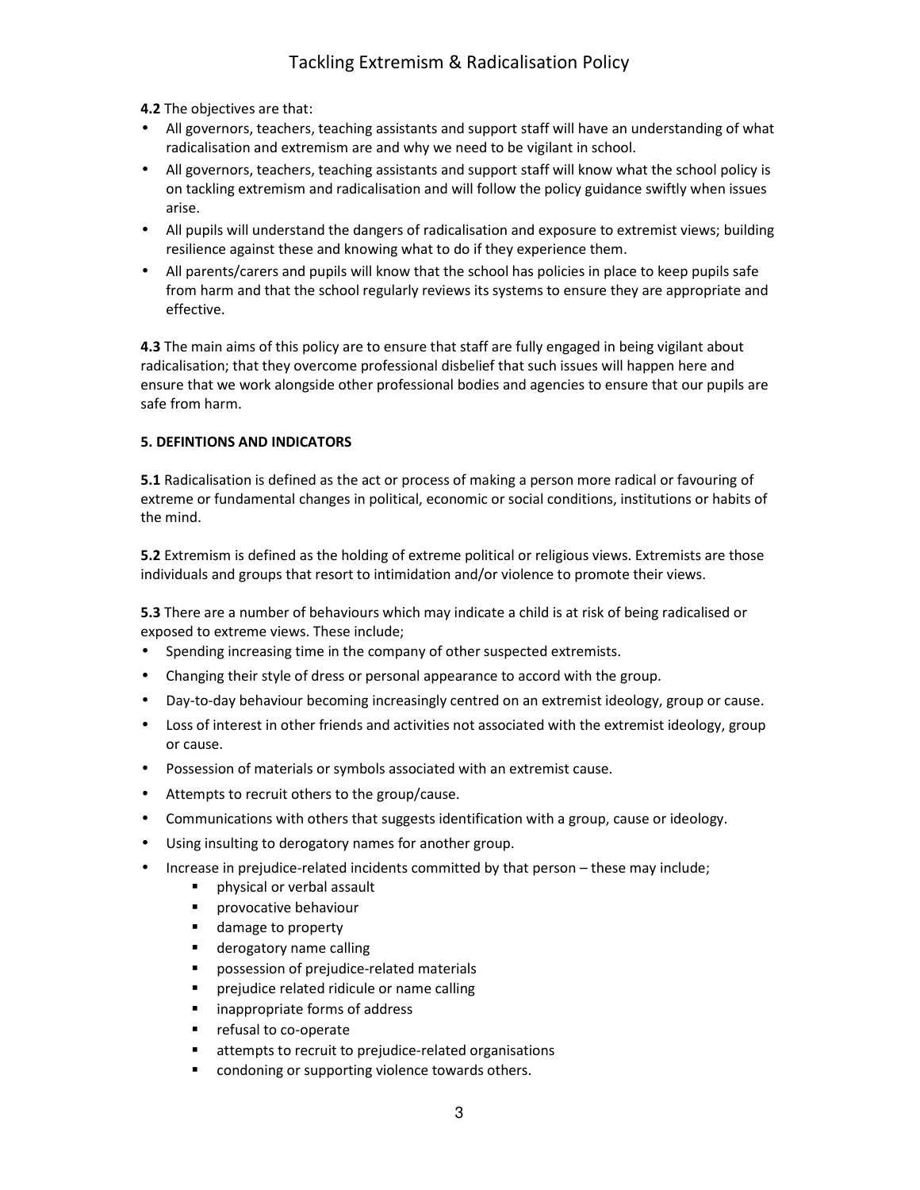**4.2** The objectives are that:

- All governors, teachers, teaching assistants and support staff will have an understanding of what radicalisation and extremism are and why we need to be vigilant in school.
- All governors, teachers, teaching assistants and support staff will know what the school policy is on tackling extremism and radicalisation and will follow the policy guidance swiftly when issues arise.
- All pupils will understand the dangers of radicalisation and exposure to extremist views; building resilience against these and knowing what to do if they experience them.
- All parents/carers and pupils will know that the school has policies in place to keep pupils safe from harm and that the school regularly reviews its systems to ensure they are appropriate and effective.

**4.3** The main aims of this policy are to ensure that staff are fully engaged in being vigilant about radicalisation; that they overcome professional disbelief that such issues will happen here and ensure that we work alongside other professional bodies and agencies to ensure that our pupils are safe from harm.

**5. DEFINTIONS AND INDICATORS**

**5.1** Radicalisation is defined as the act or process of making a person more radical or favouring of extreme or fundamental changes in political, economic or social conditions, institutions or habits of the mind.

**5.2** Extremism is defined as the holding of extreme political or religious views. Extremists are those individuals and groups that resort to intimidation and/or violence to promote their views.

**5.3** There are a number of behaviours which may indicate a child is at risk of being radicalised or exposed to extreme views. These include;

- Spending increasing time in the company of other suspected extremists.
- Changing their style of dress or personal appearance to accord with the group.
- Day-to-day behaviour becoming increasingly centred on an extremist ideology, group or cause.
- Loss of interest in other friends and activities not associated with the extremist ideology, group or cause.
- Possession of materials or symbols associated with an extremist cause.
- Attempts to recruit others to the group/cause.
- Communications with others that suggests identification with a group, cause or ideology.
- Using insulting to derogatory names for another group.
- Increase in prejudice-related incidents committed by that person – these may include;
  - physical or verbal assault
  - provocative behaviour
  - damage to property
  - derogatory name calling
  - possession of prejudice-related materials
  - prejudice related ridicule or name calling
  - inappropriate forms of address
  - refusal to co-operate
  - attempts to recruit to prejudice-related organisations
  - condoning or supporting violence towards others.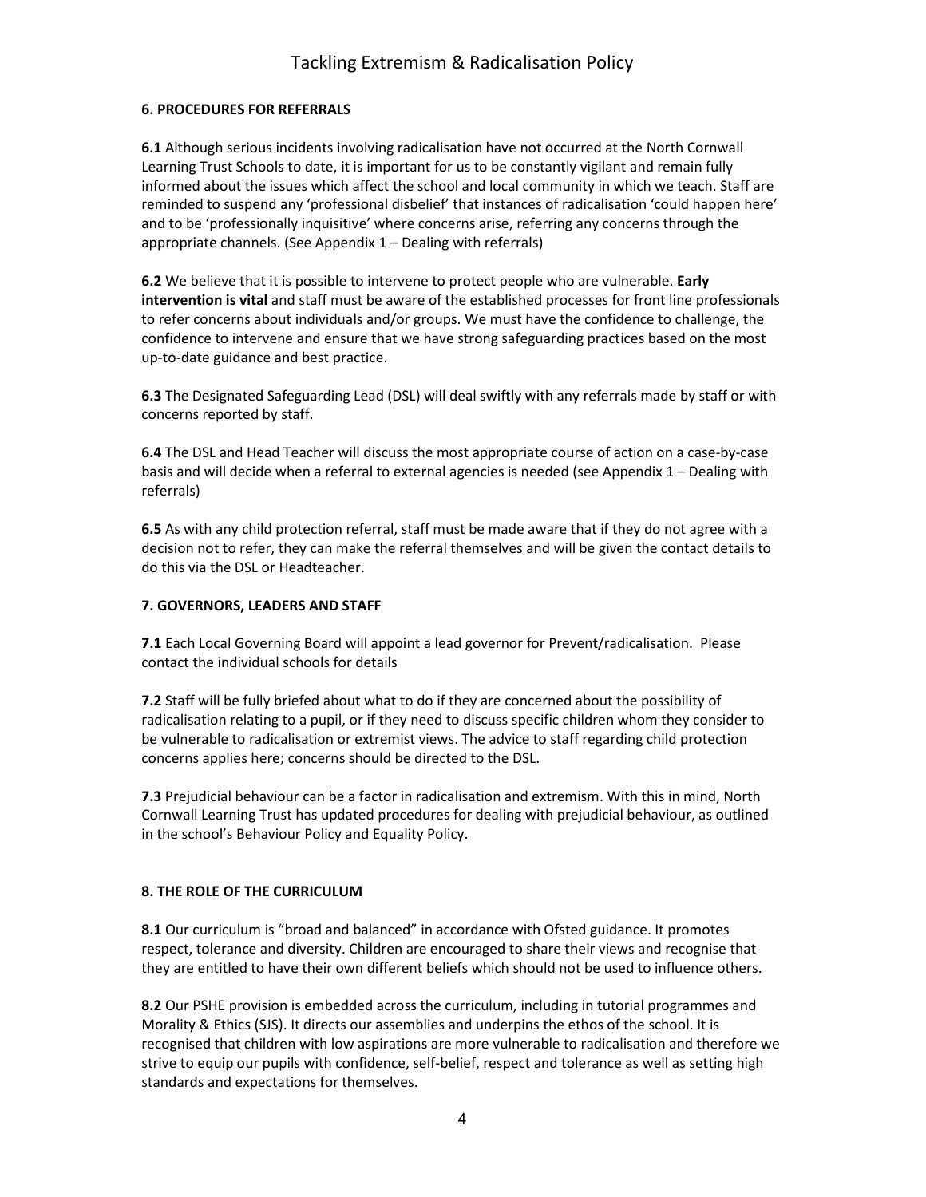### 6. PROCEDURES FOR REFERRALS

**6.1** Although serious incidents involving radicalisation have not occurred at the North Cornwall Learning Trust Schools to date, it is important for us to be constantly vigilant and remain fully informed about the issues which affect the school and local community in which we teach. Staff are reminded to suspend any 'professional disbelief' that instances of radicalisation 'could happen here' and to be 'professionally inquisitive' where concerns arise, referring any concerns through the appropriate channels. (See Appendix 1 – Dealing with referrals)

**6.2** We believe that it is possible to intervene to protect people who are vulnerable. **Early intervention is vital** and staff must be aware of the established processes for front line professionals to refer concerns about individuals and/or groups. We must have the confidence to challenge, the confidence to intervene and ensure that we have strong safeguarding practices based on the most up-to-date guidance and best practice.

**6.3** The Designated Safeguarding Lead (DSL) will deal swiftly with any referrals made by staff or with concerns reported by staff.

**6.4** The DSL and Head Teacher will discuss the most appropriate course of action on a case-by-case basis and will decide when a referral to external agencies is needed (see Appendix 1 – Dealing with referrals)

**6.5** As with any child protection referral, staff must be made aware that if they do not agree with a decision not to refer, they can make the referral themselves and will be given the contact details to do this via the DSL or Headteacher.

### 7. GOVERNORS, LEADERS AND STAFF

**7.1** Each Local Governing Board will appoint a lead governor for Prevent/radicalisation. Please contact the individual schools for details

**7.2** Staff will be fully briefed about what to do if they are concerned about the possibility of radicalisation relating to a pupil, or if they need to discuss specific children whom they consider to be vulnerable to radicalisation or extremist views. The advice to staff regarding child protection concerns applies here; concerns should be directed to the DSL.

**7.3** Prejudicial behaviour can be a factor in radicalisation and extremism. With this in mind, North Cornwall Learning Trust has updated procedures for dealing with prejudicial behaviour, as outlined in the school's Behaviour Policy and Equality Policy.

### 8. THE ROLE OF THE CURRICULUM

**8.1** Our curriculum is "broad and balanced" in accordance with Ofsted guidance. It promotes respect, tolerance and diversity. Children are encouraged to share their views and recognise that they are entitled to have their own different beliefs which should not be used to influence others.

**8.2** Our PSHE provision is embedded across the curriculum, including in tutorial programmes and Morality & Ethics (SJS). It directs our assemblies and underpins the ethos of the school. It is recognised that children with low aspirations are more vulnerable to radicalisation and therefore we strive to equip our pupils with confidence, self-belief, respect and tolerance as well as setting high standards and expectations for themselves.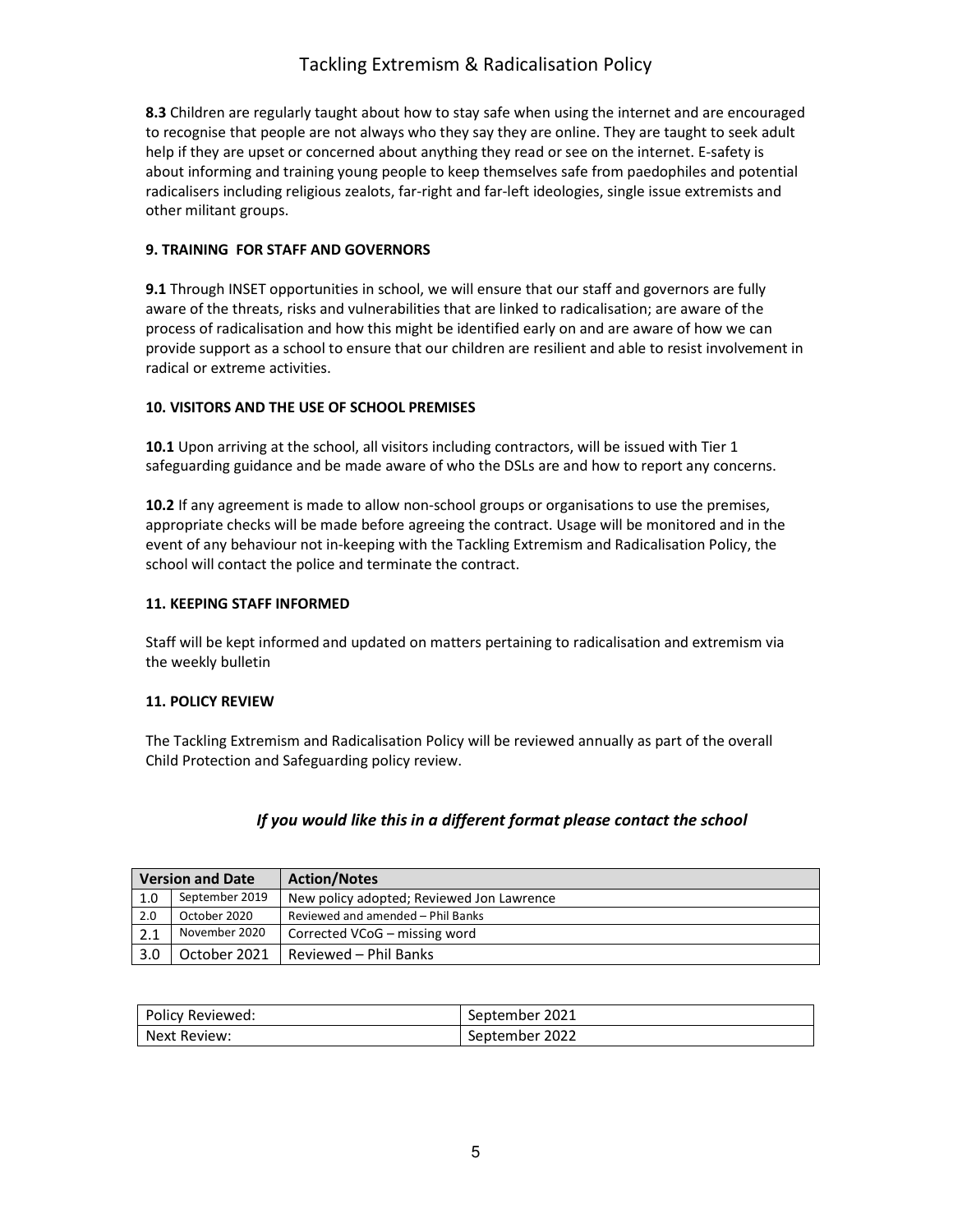**8.3** Children are regularly taught about how to stay safe when using the internet and are encouraged to recognise that people are not always who they say they are online. They are taught to seek adult help if they are upset or concerned about anything they read or see on the internet. E-safety is about informing and training young people to keep themselves safe from paedophiles and potential radicalisers including religious zealots, far-right and far-left ideologies, single issue extremists and other militant groups.

### 9. TRAINING FOR STAFF AND GOVERNORS

**9.1** Through INSET opportunities in school, we will ensure that our staff and governors are fully aware of the threats, risks and vulnerabilities that are linked to radicalisation; are aware of the process of radicalisation and how this might be identified early on and are aware of how we can provide support as a school to ensure that our children are resilient and able to resist involvement in radical or extreme activities.

### 10. VISITORS AND THE USE OF SCHOOL PREMISES

**10.1** Upon arriving at the school, all visitors including contractors, will be issued with Tier 1 safeguarding guidance and be made aware of who the DSLs are and how to report any concerns.

**10.2** If any agreement is made to allow non-school groups or organisations to use the premises, appropriate checks will be made before agreeing the contract. Usage will be monitored and in the event of any behaviour not in-keeping with the Tackling Extremism and Radicalisation Policy, the school will contact the police and terminate the contract.

### 11. KEEPING STAFF INFORMED

Staff will be kept informed and updated on matters pertaining to radicalisation and extremism via the weekly bulletin

### 11. POLICY REVIEW

The Tackling Extremism and Radicalisation Policy will be reviewed annually as part of the overall Child Protection and Safeguarding policy review.

***If you would like this in a different format please contact the school***

| Version and Date | | Action/Notes |
|---|---|---|
| 1.0 | September 2019 | New policy adopted; Reviewed Jon Lawrence |
| 2.0 | October 2020 | Reviewed and amended – Phil Banks |
| 2.1 | November 2020 | Corrected VCoG – missing word |
| 3.0 | October 2021 | Reviewed – Phil Banks |

| Policy Reviewed: | September 2021 |
|---|---|
| Next Review: | September 2022 |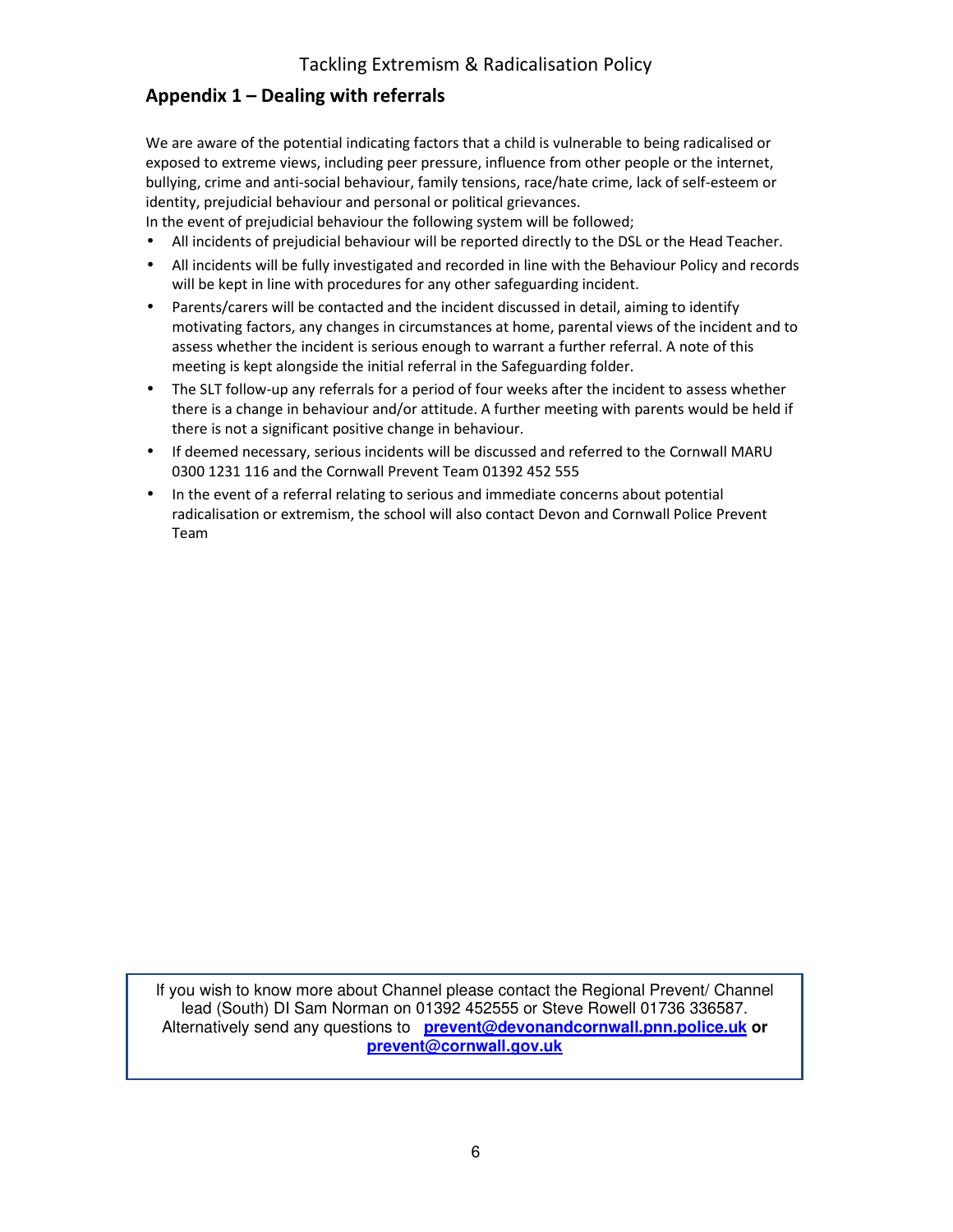## Appendix 1 – Dealing with referrals

We are aware of the potential indicating factors that a child is vulnerable to being radicalised or exposed to extreme views, including peer pressure, influence from other people or the internet, bullying, crime and anti-social behaviour, family tensions, race/hate crime, lack of self-esteem or identity, prejudicial behaviour and personal or political grievances.
In the event of prejudicial behaviour the following system will be followed;

- All incidents of prejudicial behaviour will be reported directly to the DSL or the Head Teacher.
- All incidents will be fully investigated and recorded in line with the Behaviour Policy and records will be kept in line with procedures for any other safeguarding incident.
- Parents/carers will be contacted and the incident discussed in detail, aiming to identify motivating factors, any changes in circumstances at home, parental views of the incident and to assess whether the incident is serious enough to warrant a further referral. A note of this meeting is kept alongside the initial referral in the Safeguarding folder.
- The SLT follow-up any referrals for a period of four weeks after the incident to assess whether there is a change in behaviour and/or attitude. A further meeting with parents would be held if there is not a significant positive change in behaviour.
- If deemed necessary, serious incidents will be discussed and referred to the Cornwall MARU 0300 1231 116 and the Cornwall Prevent Team 01392 452 555
- In the event of a referral relating to serious and immediate concerns about potential radicalisation or extremism, the school will also contact Devon and Cornwall Police Prevent Team

If you wish to know more about Channel please contact the Regional Prevent/ Channel lead (South) DI Sam Norman on 01392 452555 or Steve Rowell 01736 336587. Alternatively send any questions to **prevent@devonandcornwall.pnn.police.uk** **or** **prevent@cornwall.gov.uk**